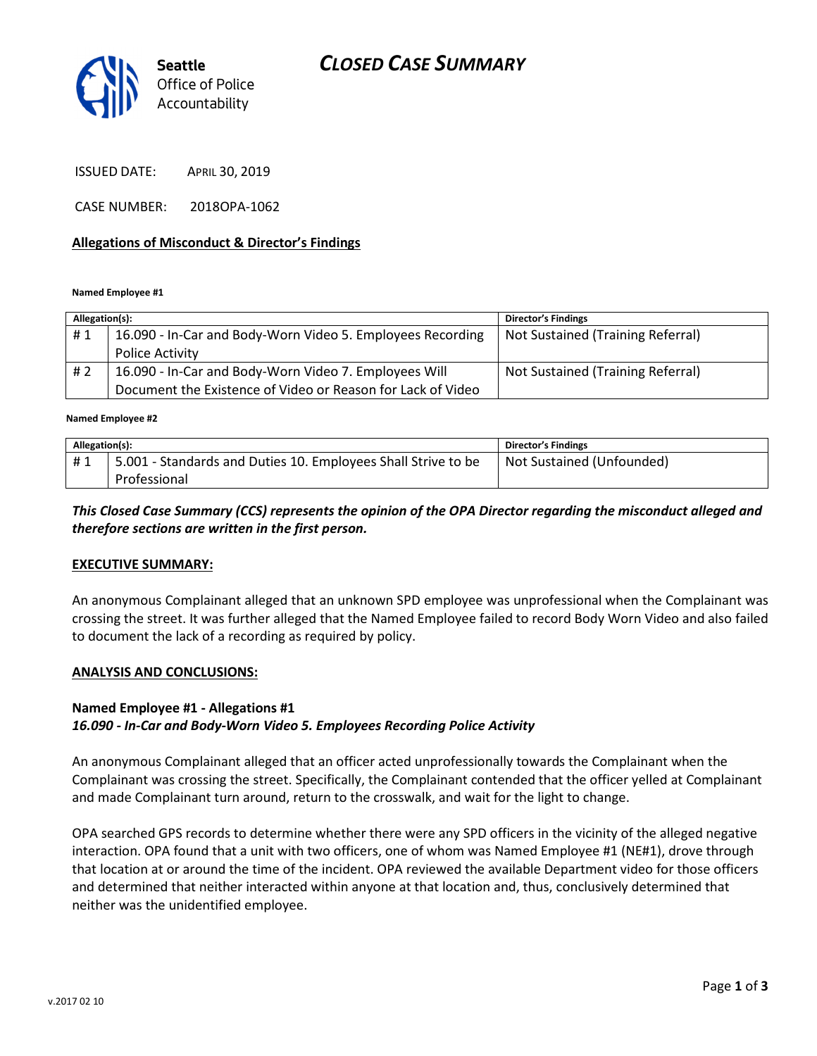# CLOSED CASE SUMMARY

Seattle Office of Police Accountability

ISSUED DATE: APRIL 30, 2019

CASE NUMBER: 2018OPA-1062

**Allegations of Misconduct & Director's Findings**

**Named Employee #1**

| Allegation(s): | | Director's Findings |
|---|---|---|
| # 1 | 16.090 - In-Car and Body-Worn Video 5. Employees Recording Police Activity | Not Sustained (Training Referral) |
| # 2 | 16.090 - In-Car and Body-Worn Video 7. Employees Will Document the Existence of Video or Reason for Lack of Video | Not Sustained (Training Referral) |

**Named Employee #2**

| Allegation(s): | | Director's Findings |
|---|---|---|
| # 1 | 5.001 - Standards and Duties 10. Employees Shall Strive to be Professional | Not Sustained (Unfounded) |

***This Closed Case Summary (CCS) represents the opinion of the OPA Director regarding the misconduct alleged and therefore sections are written in the first person.***

**EXECUTIVE SUMMARY:**

An anonymous Complainant alleged that an unknown SPD employee was unprofessional when the Complainant was crossing the street. It was further alleged that the Named Employee failed to record Body Worn Video and also failed to document the lack of a recording as required by policy.

**ANALYSIS AND CONCLUSIONS:**

**Named Employee #1 - Allegations #1**
***16.090 - In-Car and Body-Worn Video 5. Employees Recording Police Activity***

An anonymous Complainant alleged that an officer acted unprofessionally towards the Complainant when the Complainant was crossing the street. Specifically, the Complainant contended that the officer yelled at Complainant and made Complainant turn around, return to the crosswalk, and wait for the light to change.

OPA searched GPS records to determine whether there were any SPD officers in the vicinity of the alleged negative interaction. OPA found that a unit with two officers, one of whom was Named Employee #1 (NE#1), drove through that location at or around the time of the incident. OPA reviewed the available Department video for those officers and determined that neither interacted within anyone at that location and, thus, conclusively determined that neither was the unidentified employee.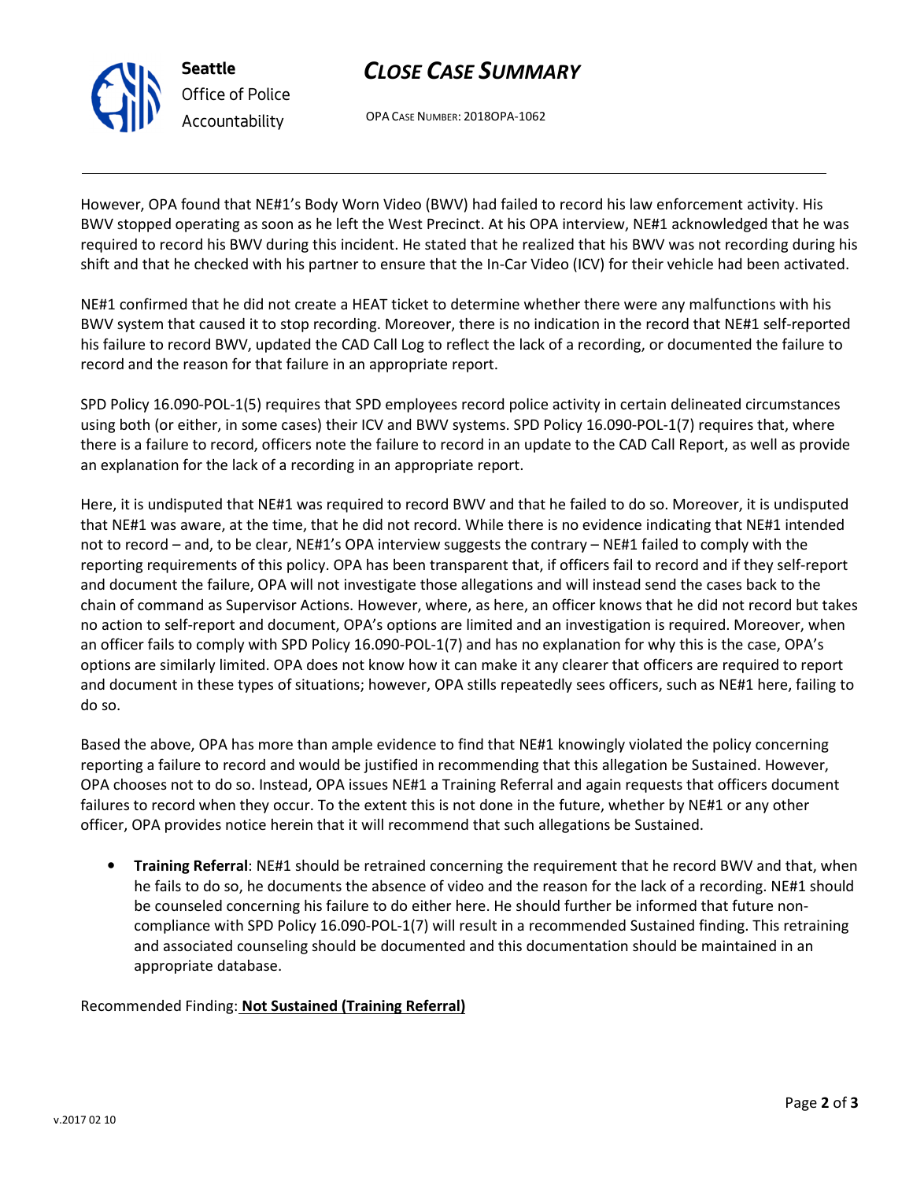However, OPA found that NE#1's Body Worn Video (BWV) had failed to record his law enforcement activity. His BWV stopped operating as soon as he left the West Precinct. At his OPA interview, NE#1 acknowledged that he was required to record his BWV during this incident. He stated that he realized that his BWV was not recording during his shift and that he checked with his partner to ensure that the In-Car Video (ICV) for their vehicle had been activated.

NE#1 confirmed that he did not create a HEAT ticket to determine whether there were any malfunctions with his BWV system that caused it to stop recording. Moreover, there is no indication in the record that NE#1 self-reported his failure to record BWV, updated the CAD Call Log to reflect the lack of a recording, or documented the failure to record and the reason for that failure in an appropriate report.

SPD Policy 16.090-POL-1(5) requires that SPD employees record police activity in certain delineated circumstances using both (or either, in some cases) their ICV and BWV systems. SPD Policy 16.090-POL-1(7) requires that, where there is a failure to record, officers note the failure to record in an update to the CAD Call Report, as well as provide an explanation for the lack of a recording in an appropriate report.

Here, it is undisputed that NE#1 was required to record BWV and that he failed to do so. Moreover, it is undisputed that NE#1 was aware, at the time, that he did not record. While there is no evidence indicating that NE#1 intended not to record – and, to be clear, NE#1's OPA interview suggests the contrary – NE#1 failed to comply with the reporting requirements of this policy. OPA has been transparent that, if officers fail to record and if they self-report and document the failure, OPA will not investigate those allegations and will instead send the cases back to the chain of command as Supervisor Actions. However, where, as here, an officer knows that he did not record but takes no action to self-report and document, OPA's options are limited and an investigation is required. Moreover, when an officer fails to comply with SPD Policy 16.090-POL-1(7) and has no explanation for why this is the case, OPA's options are similarly limited. OPA does not know how it can make it any clearer that officers are required to report and document in these types of situations; however, OPA stills repeatedly sees officers, such as NE#1 here, failing to do so.

Based the above, OPA has more than ample evidence to find that NE#1 knowingly violated the policy concerning reporting a failure to record and would be justified in recommending that this allegation be Sustained. However, OPA chooses not to do so. Instead, OPA issues NE#1 a Training Referral and again requests that officers document failures to record when they occur. To the extent this is not done in the future, whether by NE#1 or any other officer, OPA provides notice herein that it will recommend that such allegations be Sustained.

- **Training Referral**: NE#1 should be retrained concerning the requirement that he record BWV and that, when he fails to do so, he documents the absence of video and the reason for the lack of a recording. NE#1 should be counseled concerning his failure to do either here. He should further be informed that future non-compliance with SPD Policy 16.090-POL-1(7) will result in a recommended Sustained finding. This retraining and associated counseling should be documented and this documentation should be maintained in an appropriate database.

Recommended Finding: **Not Sustained (Training Referral)**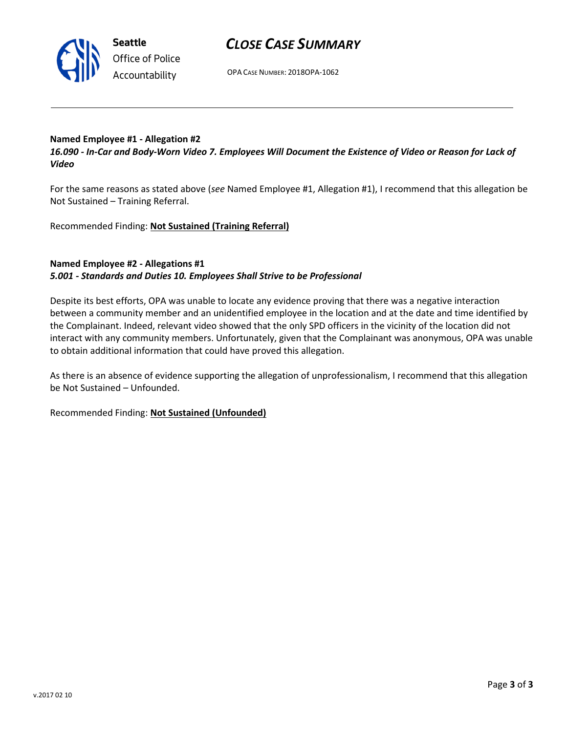**Named Employee #1 - Allegation #2**
***16.090 - In-Car and Body-Worn Video 7. Employees Will Document the Existence of Video or Reason for Lack of Video***

For the same reasons as stated above (*see* Named Employee #1, Allegation #1), I recommend that this allegation be Not Sustained – Training Referral.

Recommended Finding: **Not Sustained (Training Referral)**

**Named Employee #2 - Allegations #1**
***5.001 - Standards and Duties 10. Employees Shall Strive to be Professional***

Despite its best efforts, OPA was unable to locate any evidence proving that there was a negative interaction between a community member and an unidentified employee in the location and at the date and time identified by the Complainant. Indeed, relevant video showed that the only SPD officers in the vicinity of the location did not interact with any community members. Unfortunately, given that the Complainant was anonymous, OPA was unable to obtain additional information that could have proved this allegation.

As there is an absence of evidence supporting the allegation of unprofessionalism, I recommend that this allegation be Not Sustained – Unfounded.

Recommended Finding: **Not Sustained (Unfounded)**